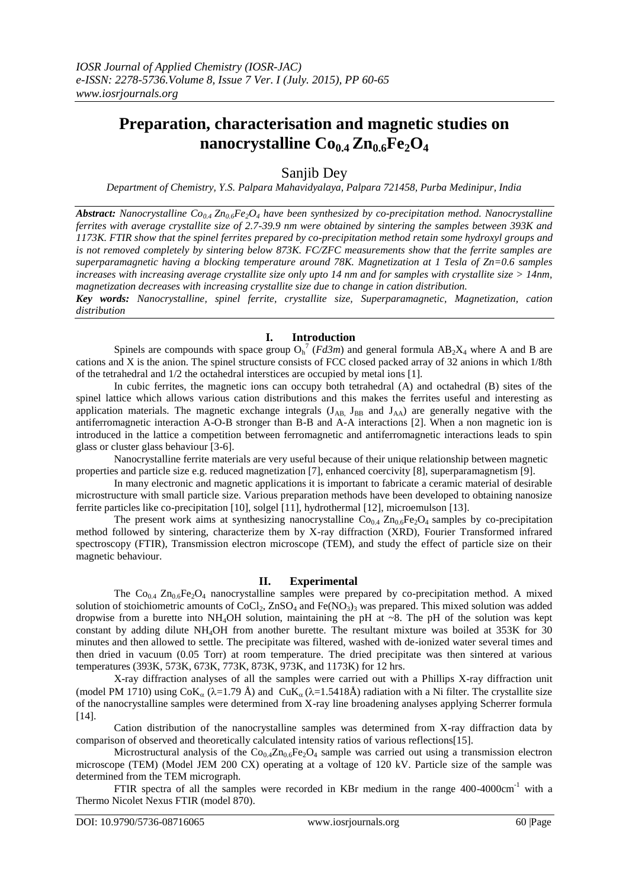# Preparation, characterisation and magnetic studies on nanocrystalline $Co_{0.4}Zn_{0.6}Fe_2O_4$

Sanjib Dey

*Department of Chemistry, Y.S. Palpara Mahavidyalaya, Palpara 721458, Purba Medinipur, India*

***Abstract:*** *Nanocrystalline $Co_{0.4}Zn_{0.6}Fe_2O_4$ have been synthesized by co-precipitation method. Nanocrystalline ferrites with average crystallite size of 2.7-39.9 nm were obtained by sintering the samples between 393K and 1173K. FTIR show that the spinel ferrites prepared by co-precipitation method retain some hydroxyl groups and is not removed completely by sintering below 873K. FC/ZFC measurements show that the ferrite samples are superparamagnetic having a blocking temperature around 78K. Magnetization at 1 Tesla of Zn=0.6 samples increases with increasing average crystallite size only upto 14 nm and for samples with crystallite size > 14nm, magnetization decreases with increasing crystallite size due to change in cation distribution.*

***Key words:*** *Nanocrystalline, spinel ferrite, crystallite size, Superparamagnetic, Magnetization, cation distribution*

## I. Introduction

Spinels are compounds with space group $O_h^7$ (*Fd3m*) and general formula $AB_2X_4$ where A and B are cations and X is the anion. The spinel structure consists of FCC closed packed array of 32 anions in which 1/8th of the tetrahedral and 1/2 the octahedral interstices are occupied by metal ions [1].

In cubic ferrites, the magnetic ions can occupy both tetrahedral (A) and octahedral (B) sites of the spinel lattice which allows various cation distributions and this makes the ferrites useful and interesting as application materials. The magnetic exchange integrals ($J_{AB,}$ $J_{BB}$ and $J_{AA}$) are generally negative with the antiferromagnetic interaction A-O-B stronger than B-B and A-A interactions [2]. When a non magnetic ion is introduced in the lattice a competition between ferromagnetic and antiferromagnetic interactions leads to spin glass or cluster glass behaviour [3-6].

Nanocrystalline ferrite materials are very useful because of their unique relationship between magnetic properties and particle size e.g. reduced magnetization [7], enhanced coercivity [8], superparamagnetism [9].

In many electronic and magnetic applications it is important to fabricate a ceramic material of desirable microstructure with small particle size. Various preparation methods have been developed to obtaining nanosize ferrite particles like co-precipitation [10], solgel [11], hydrothermal [12], microemulson [13].

The present work aims at synthesizing nanocrystalline $Co_{0.4}Zn_{0.6}Fe_2O_4$ samples by co-precipitation method followed by sintering, characterize them by X-ray diffraction (XRD), Fourier Transformed infrared spectroscopy (FTIR), Transmission electron microscope (TEM), and study the effect of particle size on their magnetic behaviour.

## II. Experimental

The $Co_{0.4}Zn_{0.6}Fe_2O_4$ nanocrystalline samples were prepared by co-precipitation method. A mixed solution of stoichiometric amounts of $CoCl_2$, $ZnSO_4$ and $Fe(NO_3)_3$ was prepared. This mixed solution was added dropwise from a burette into $NH_4OH$ solution, maintaining the pH at ~8. The pH of the solution was kept constant by adding dilute $NH_4OH$ from another burette. The resultant mixture was boiled at 353K for 30 minutes and then allowed to settle. The precipitate was filtered, washed with de-ionized water several times and then dried in vacuum (0.05 Torr) at room temperature. The dried precipitate was then sintered at various temperatures (393K, 573K, 673K, 773K, 873K, 973K, and 1173K) for 12 hrs.

X-ray diffraction analyses of all the samples were carried out with a Phillips X-ray diffraction unit (model PM 1710) using $CoK_\alpha$ ($\lambda$=1.79 Å) and $CuK_\alpha$ ($\lambda$=1.5418Å) radiation with a Ni filter. The crystallite size of the nanocrystalline samples were determined from X-ray line broadening analyses applying Scherrer formula [14].

Cation distribution of the nanocrystalline samples was determined from X-ray diffraction data by comparison of observed and theoretically calculated intensity ratios of various reflections[15].

Microstructural analysis of the $Co_{0.4}Zn_{0.6}Fe_2O_4$ sample was carried out using a transmission electron microscope (TEM) (Model JEM 200 CX) operating at a voltage of 120 kV. Particle size of the sample was determined from the TEM micrograph.

FTIR spectra of all the samples were recorded in KBr medium in the range 400-4000cm$^{-1}$ with a Thermo Nicolet Nexus FTIR (model 870).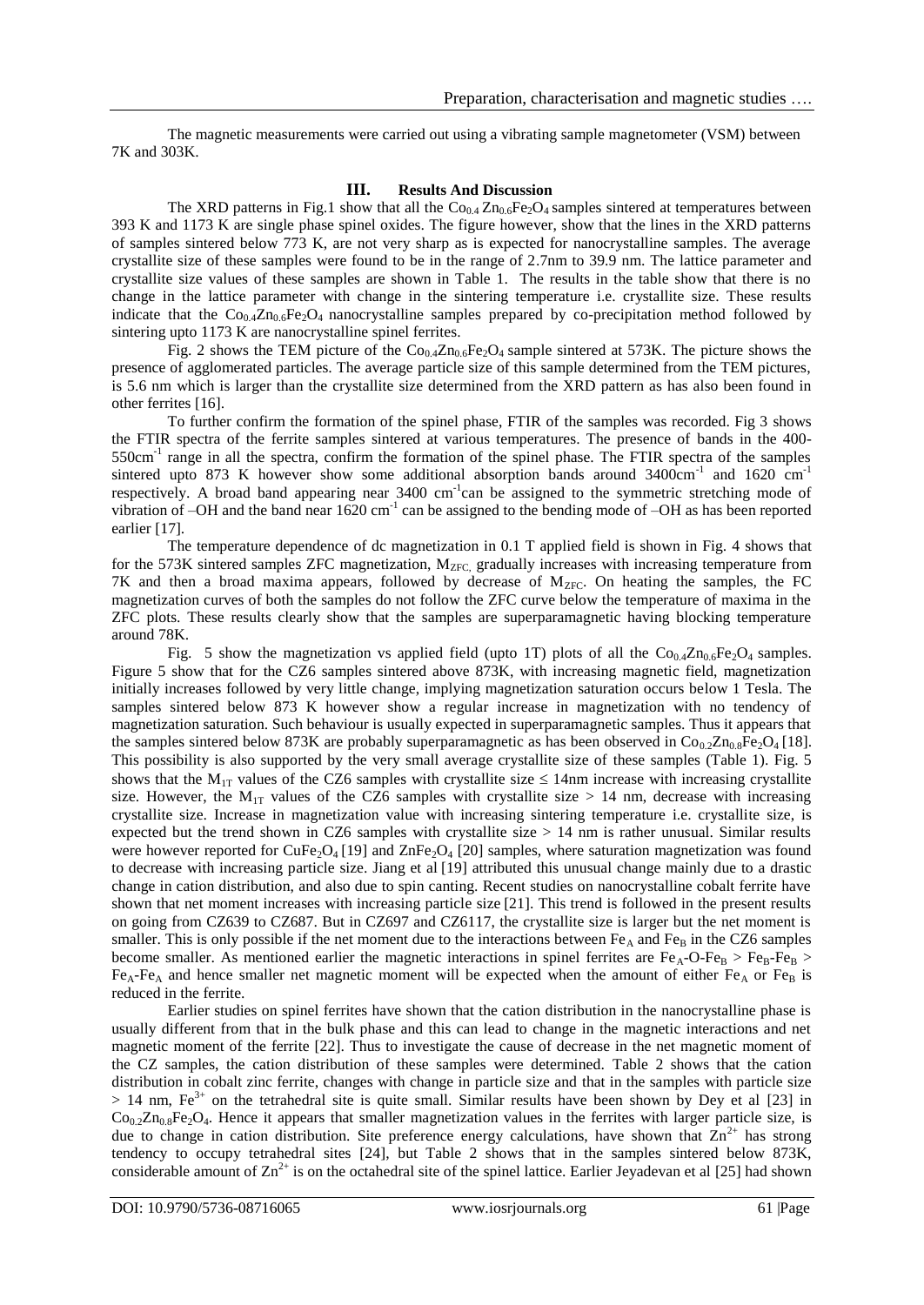The magnetic measurements were carried out using a vibrating sample magnetometer (VSM) between 7K and 303K.

## III. Results And Discussion

The XRD patterns in Fig.1 show that all the $Co_{0.4}Zn_{0.6}Fe_2O_4$ samples sintered at temperatures between 393 K and 1173 K are single phase spinel oxides. The figure however, show that the lines in the XRD patterns of samples sintered below 773 K, are not very sharp as is expected for nanocrystalline samples. The average crystallite size of these samples were found to be in the range of 2.7nm to 39.9 nm. The lattice parameter and crystallite size values of these samples are shown in Table 1. The results in the table show that there is no change in the lattice parameter with change in the sintering temperature i.e. crystallite size. These results indicate that the $Co_{0.4}Zn_{0.6}Fe_2O_4$ nanocrystalline samples prepared by co-precipitation method followed by sintering upto 1173 K are nanocrystalline spinel ferrites.

Fig. 2 shows the TEM picture of the $Co_{0.4}Zn_{0.6}Fe_2O_4$ sample sintered at 573K. The picture shows the presence of agglomerated particles. The average particle size of this sample determined from the TEM pictures, is 5.6 nm which is larger than the crystallite size determined from the XRD pattern as has also been found in other ferrites [16].

To further confirm the formation of the spinel phase, FTIR of the samples was recorded. Fig 3 shows the FTIR spectra of the ferrite samples sintered at various temperatures. The presence of bands in the 400-550cm$^{-1}$ range in all the spectra, confirm the formation of the spinel phase. The FTIR spectra of the samples sintered upto 873 K however show some additional absorption bands around 3400cm$^{-1}$ and 1620 cm$^{-1}$ respectively. A broad band appearing near 3400 cm$^{-1}$can be assigned to the symmetric stretching mode of vibration of –OH and the band near 1620 cm$^{-1}$ can be assigned to the bending mode of –OH as has been reported earlier [17].

The temperature dependence of dc magnetization in 0.1 T applied field is shown in Fig. 4 shows that for the 573K sintered samples ZFC magnetization, $M_{ZFC}$, gradually increases with increasing temperature from 7K and then a broad maxima appears, followed by decrease of $M_{ZFC}$. On heating the samples, the FC magnetization curves of both the samples do not follow the ZFC curve below the temperature of maxima in the ZFC plots. These results clearly show that the samples are superparamagnetic having blocking temperature around 78K.

Fig. 5 show the magnetization vs applied field (upto 1T) plots of all the $Co_{0.4}Zn_{0.6}Fe_2O_4$ samples. Figure 5 show that for the CZ6 samples sintered above 873K, with increasing magnetic field, magnetization initially increases followed by very little change, implying magnetization saturation occurs below 1 Tesla. The samples sintered below 873 K however show a regular increase in magnetization with no tendency of magnetization saturation. Such behaviour is usually expected in superparamagnetic samples. Thus it appears that the samples sintered below 873K are probably superparamagnetic as has been observed in $Co_{0.2}Zn_{0.8}Fe_2O_4$ [18]. This possibility is also supported by the very small average crystallite size of these samples (Table 1). Fig. 5 shows that the $M_{1T}$ values of the CZ6 samples with crystallite size ≤ 14nm increase with increasing crystallite size. However, the $M_{1T}$ values of the CZ6 samples with crystallite size > 14 nm, decrease with increasing crystallite size. Increase in magnetization value with increasing sintering temperature i.e. crystallite size, is expected but the trend shown in CZ6 samples with crystallite size > 14 nm is rather unusual. Similar results were however reported for $CuFe_2O_4$ [19] and $ZnFe_2O_4$ [20] samples, where saturation magnetization was found to decrease with increasing particle size. Jiang et al [19] attributed this unusual change mainly due to a drastic change in cation distribution, and also due to spin canting. Recent studies on nanocrystalline cobalt ferrite have shown that net moment increases with increasing particle size [21]. This trend is followed in the present results on going from CZ639 to CZ687. But in CZ697 and CZ6117, the crystallite size is larger but the net moment is smaller. This is only possible if the net moment due to the interactions between $Fe_A$ and $Fe_B$ in the CZ6 samples become smaller. As mentioned earlier the magnetic interactions in spinel ferrites are $Fe_A$-O-$Fe_B$ > $Fe_B$-$Fe_B$ > $Fe_A$-$Fe_A$ and hence smaller net magnetic moment will be expected when the amount of either $Fe_A$ or $Fe_B$ is reduced in the ferrite.

Earlier studies on spinel ferrites have shown that the cation distribution in the nanocrystalline phase is usually different from that in the bulk phase and this can lead to change in the magnetic interactions and net magnetic moment of the ferrite [22]. Thus to investigate the cause of decrease in the net magnetic moment of the CZ samples, the cation distribution of these samples were determined. Table 2 shows that the cation distribution in cobalt zinc ferrite, changes with change in particle size and that in the samples with particle size > 14 nm, $Fe^{3+}$ on the tetrahedral site is quite small. Similar results have been shown by Dey et al [23] in $Co_{0.2}Zn_{0.8}Fe_2O_4$. Hence it appears that smaller magnetization values in the ferrites with larger particle size, is due to change in cation distribution. Site preference energy calculations, have shown that $Zn^{2+}$ has strong tendency to occupy tetrahedral sites [24], but Table 2 shows that in the samples sintered below 873K, considerable amount of $Zn^{2+}$ is on the octahedral site of the spinel lattice. Earlier Jeyadevan et al [25] had shown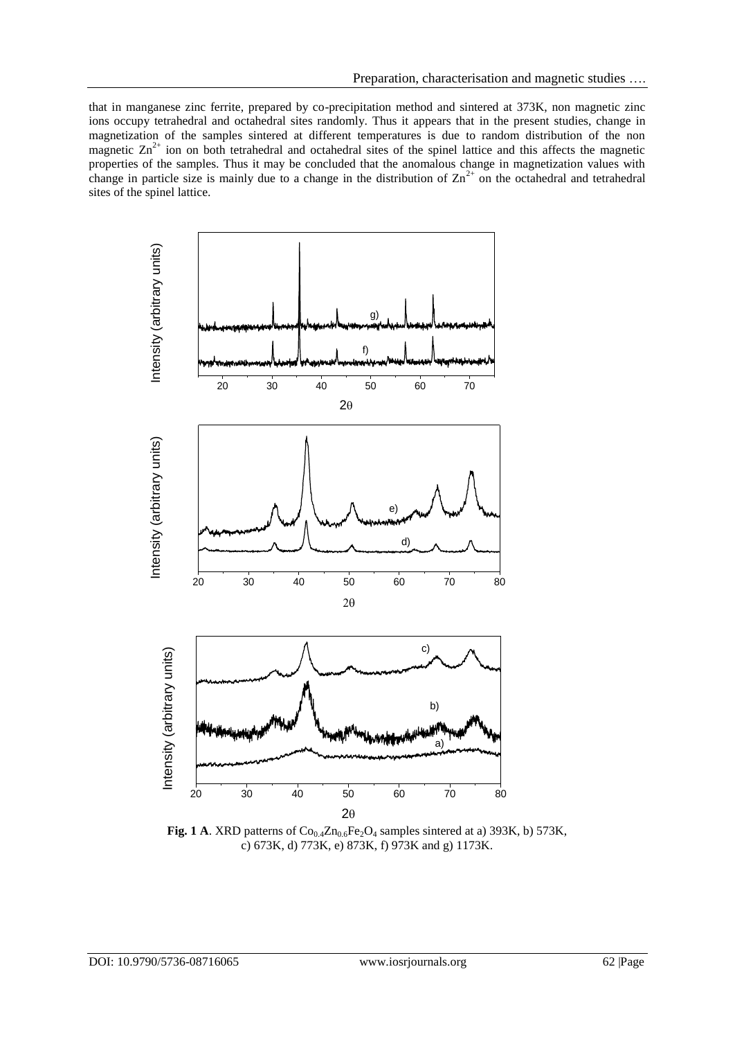that in manganese zinc ferrite, prepared by co-precipitation method and sintered at 373K, non magnetic zinc ions occupy tetrahedral and octahedral sites randomly. Thus it appears that in the present studies, change in magnetization of the samples sintered at different temperatures is due to random distribution of the non magnetic $Zn^{2+}$ ion on both tetrahedral and octahedral sites of the spinel lattice and this affects the magnetic properties of the samples. Thus it may be concluded that the anomalous change in magnetization values with change in particle size is mainly due to a change in the distribution of $Zn^{2+}$ on the octahedral and tetrahedral sites of the spinel lattice.

**Fig. 1 A**. XRD patterns of $Co_{0.4}Zn_{0.6}Fe_2O_4$ samples sintered at a) 393K, b) 573K, c) 673K, d) 773K, e) 873K, f) 973K and g) 1173K.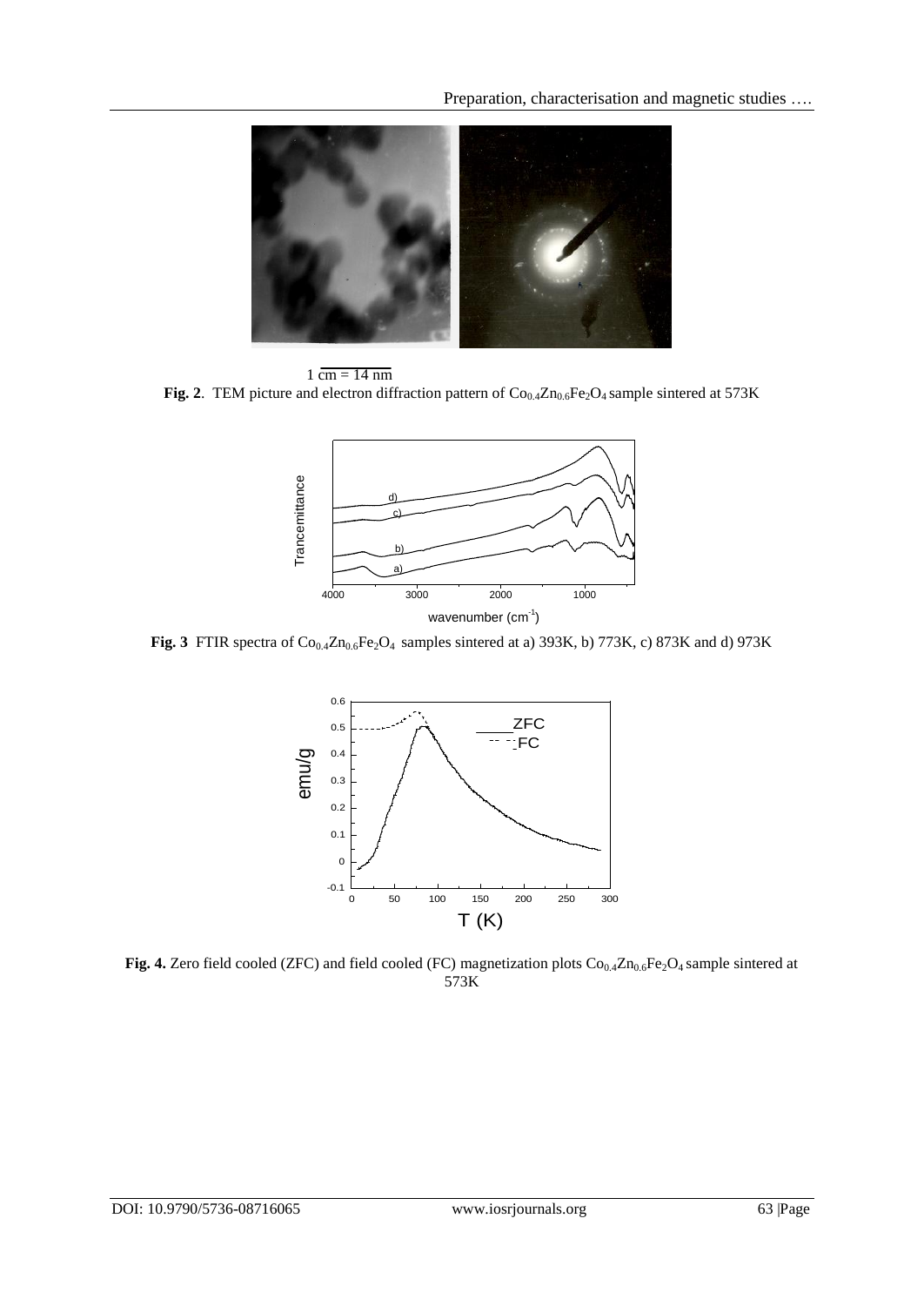1 cm = 14 nm

**Fig. 2**. TEM picture and electron diffraction pattern of $Co_{0.4}Zn_{0.6}Fe_2O_4$ sample sintered at 573K

**Fig. 3** FTIR spectra of $Co_{0.4}Zn_{0.6}Fe_2O_4$ samples sintered at a) 393K, b) 773K, c) 873K and d) 973K

**Fig. 4.** Zero field cooled (ZFC) and field cooled (FC) magnetization plots $Co_{0.4}Zn_{0.6}Fe_2O_4$ sample sintered at 573K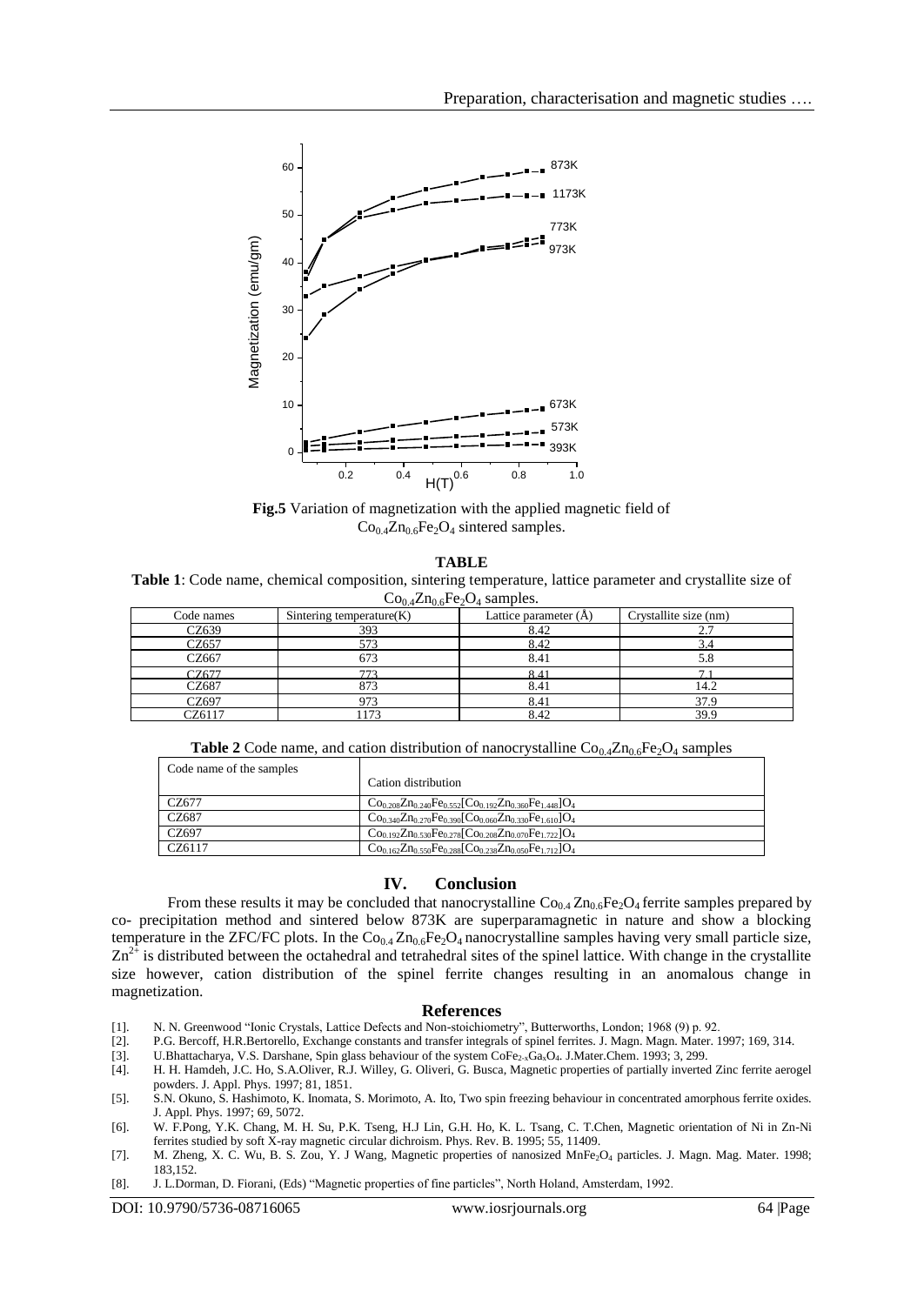**Fig.5** Variation of magnetization with the applied magnetic field of $Co_{0.4}Zn_{0.6}Fe_2O_4$ sintered samples.

**TABLE**

**Table 1**: Code name, chemical composition, sintering temperature, lattice parameter and crystallite size of $Co_{0.4}Zn_{0.6}Fe_2O_4$ samples.

| Code names | Sintering temperature(K) | Lattice parameter (Å) | Crystallite size (nm) |
|---|---|---|---|
| CZ639 | 393 | 8.42 | 2.7 |
| CZ657 | 573 | 8.42 | 3.4 |
| CZ667 | 673 | 8.41 | 5.8 |
| CZ677 | 773 | 8.41 | 7.1 |
| CZ687 | 873 | 8.41 | 14.2 |
| CZ697 | 973 | 8.41 | 37.9 |
| CZ6117 | 1173 | 8.42 | 39.9 |

**Table 2** Code name, and cation distribution of nanocrystalline $Co_{0.4}Zn_{0.6}Fe_2O_4$ samples

| Code name of the samples | Cation distribution |
|---|---|
| CZ677 | $Co_{0.208}Zn_{0.240}Fe_{0.552}[Co_{0.192}Zn_{0.360}Fe_{1.448}]O_4$ |
| CZ687 | $Co_{0.340}Zn_{0.270}Fe_{0.390}[Co_{0.060}Zn_{0.330}Fe_{1.610}]O_4$ |
| CZ697 | $Co_{0.192}Zn_{0.530}Fe_{0.278}[Co_{0.208}Zn_{0.070}Fe_{1.722}]O_4$ |
| CZ6117 | $Co_{0.162}Zn_{0.550}Fe_{0.288}[Co_{0.238}Zn_{0.050}Fe_{1.712}]O_4$ |

## IV. Conclusion

From these results it may be concluded that nanocrystalline $Co_{0.4}Zn_{0.6}Fe_2O_4$ ferrite samples prepared by co- precipitation method and sintered below 873K are superparamagnetic in nature and show a blocking temperature in the ZFC/FC plots. In the $Co_{0.4}Zn_{0.6}Fe_2O_4$ nanocrystalline samples having very small particle size, $Zn^{2+}$ is distributed between the octahedral and tetrahedral sites of the spinel lattice. With change in the crystallite size however, cation distribution of the spinel ferrite changes resulting in an anomalous change in magnetization.

## References

[1]. N. N. Greenwood "Ionic Crystals, Lattice Defects and Non-stoichiometry", Butterworths, London; 1968 (9) p. 92.
[2]. P.G. Bercoff, H.R.Bertorello, Exchange constants and transfer integrals of spinel ferrites. J. Magn. Magn. Mater. 1997; 169, 314.
[3]. U.Bhattacharya, V.S. Darshane, Spin glass behaviour of the system $CoFe_{2-x}Ga_xO_4$. J.Mater.Chem. 1993; 3, 299.
[4]. H. H. Hamdeh, J.C. Ho, S.A.Oliver, R.J. Willey, G. Oliveri, G. Busca, Magnetic properties of partially inverted Zinc ferrite aerogel powders. J. Appl. Phys. 1997; 81, 1851.
[5]. S.N. Okuno, S. Hashimoto, K. Inomata, S. Morimoto, A. Ito, Two spin freezing behaviour in concentrated amorphous ferrite oxides. J. Appl. Phys. 1997; 69, 5072.
[6]. W. F.Pong, Y.K. Chang, M. H. Su, P.K. Tseng, H.J Lin, G.H. Ho, K. L. Tsang, C. T.Chen, Magnetic orientation of Ni in Zn-Ni ferrites studied by soft X-ray magnetic circular dichroism. Phys. Rev. B. 1995; 55, 11409.
[7]. M. Zheng, X. C. Wu, B. S. Zou, Y. J Wang, Magnetic properties of nanosized $MnFe_2O_4$ particles. J. Magn. Mag. Mater. 1998; 183,152.
[8]. J. L.Dorman, D. Fiorani, (Eds) "Magnetic properties of fine particles", North Holand, Amsterdam, 1992.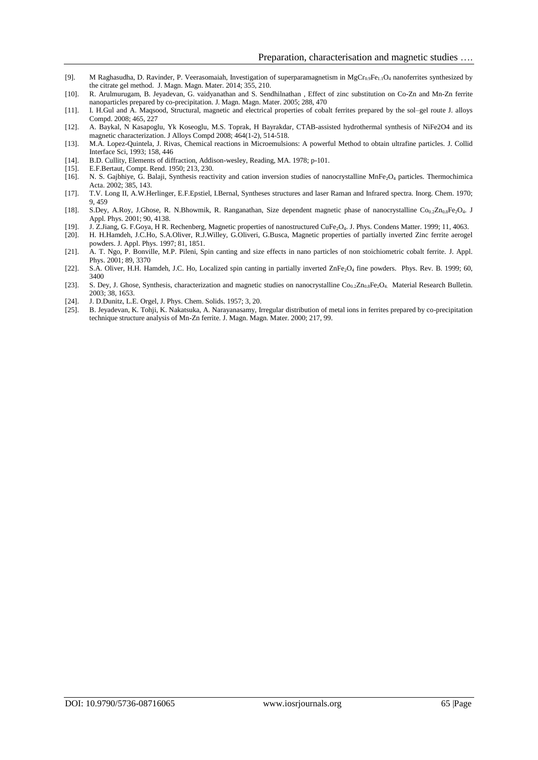[9]. M Raghasudha, D. Ravinder, P. Veerasomaiah, Investigation of superparamagnetism in $MgCr_{0.9}Fe_{1.1}O_4$ nanoferrites synthesized by the citrate gel method. J. Magn. Magn. Mater. 2014; 355, 210.

[10]. R. Arulmurugam, B. Jeyadevan, G. vaidyanathan and S. Sendhilnathan , Effect of zinc substitution on Co-Zn and Mn-Zn ferrite nanoparticles prepared by co-precipitation. J. Magn. Magn. Mater. 2005; 288, 470

[11]. I. H.Gul and A. Maqsood, Structural, magnetic and electrical properties of cobalt ferrites prepared by the sol–gel route J. alloys Compd. 2008; 465, 227

[12]. A. Baykal, N Kasapoglu, Yk Koseoglu, M.S. Toprak, H Bayrakdar, CTAB-assisted hydrothermal synthesis of NiFe2O4 and its magnetic characterization. J Alloys Compd 2008; 464(1-2), 514-518.

[13]. M.A. Lopez-Quintela, J. Rivas, Chemical reactions in Microemulsions: A powerful Method to obtain ultrafine particles. J. Collid Interface Sci, 1993; 158, 446

[14]. B.D. Cullity, Elements of diffraction, Addison-wesley, Reading, MA. 1978; p-101.

[15]. E.F.Bertaut, Compt. Rend. 1950; 213, 230.

[16]. N. S. Gajbhiye, G. Balaji, Synthesis reactivity and cation inversion studies of nanocrystalline $MnFe_2O_4$ particles. Thermochimica Acta. 2002; 385, 143.

[17]. T.V. Long II, A.W.Herlinger, E.F.Epstiel, I.Bernal, Syntheses structures and laser Raman and Infrared spectra. Inorg. Chem. 1970; 9, 459

[18]. S.Dey, A.Roy, J.Ghose, R. N.Bhowmik, R. Ranganathan, Size dependent magnetic phase of nanocrystalline $Co_{0.2}Zn_{0.8}Fe_2O_4$. J Appl. Phys. 2001; 90, 4138.

[19]. J. Z.Jiang, G. F.Goya, H R. Rechenberg, Magnetic properties of nanostructured $CuFe_2O_4$. J. Phys. Condens Matter. 1999; 11, 4063.

[20]. H. H.Hamdeh, J.C.Ho, S.A.Oliver, R.J.Willey, G.Oliveri, G.Busca, Magnetic properties of partially inverted Zinc ferrite aerogel powders. J. Appl. Phys. 1997; 81, 1851.

[21]. A. T. Ngo, P. Bonville, M.P. Pileni, Spin canting and size effects in nano particles of non stoichiometric cobalt ferrite. J. Appl. Phys. 2001; 89, 3370

[22]. S.A. Oliver, H.H. Hamdeh, J.C. Ho, Localized spin canting in partially inverted $ZnFe_2O_4$ fine powders. Phys. Rev. B. 1999; 60, 3400

[23]. S. Dey, J. Ghose, Synthesis, characterization and magnetic studies on nanocrystalline $Co_{0.2}Zn_{0.8}Fe_2O_4$. Material Research Bulletin. 2003; 38, 1653.

[24]. J. D.Dunitz, L.E. Orgel, J. Phys. Chem. Solids. 1957; 3, 20.

[25]. B. Jeyadevan, K. Tohji, K. Nakatsuka, A. Narayanasamy, Irregular distribution of metal ions in ferrites prepared by co-precipitation technique structure analysis of Mn-Zn ferrite. J. Magn. Magn. Mater. 2000; 217, 99.